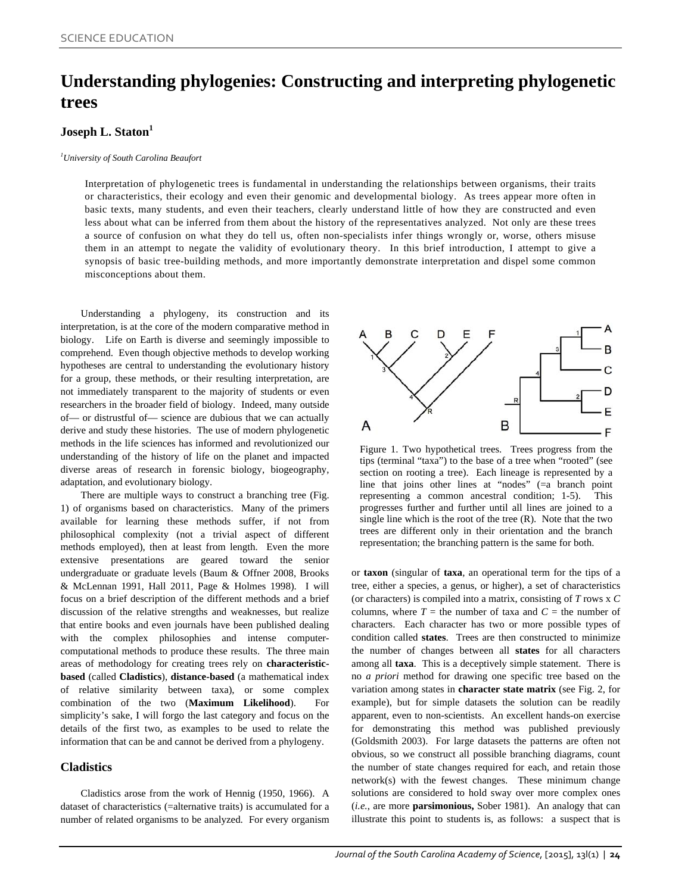# Understanding phylogenies: Constructing and interpreting phylogenetic trees

**Joseph L. Staton**[1]

*[1]University of South Carolina Beaufort*

Interpretation of phylogenetic trees is fundamental in understanding the relationships between organisms, their traits or characteristics, their ecology and even their genomic and developmental biology. As trees appear more often in basic texts, many students, and even their teachers, clearly understand little of how they are constructed and even less about what can be inferred from them about the history of the representatives analyzed. Not only are these trees a source of confusion on what they do tell us, often non-specialists infer things wrongly or, worse, others misuse them in an attempt to negate the validity of evolutionary theory. In this brief introduction, I attempt to give a synopsis of basic tree-building methods, and more importantly demonstrate interpretation and dispel some common misconceptions about them.

Understanding a phylogeny, its construction and its interpretation, is at the core of the modern comparative method in biology. Life on Earth is diverse and seemingly impossible to comprehend. Even though objective methods to develop working hypotheses are central to understanding the evolutionary history for a group, these methods, or their resulting interpretation, are not immediately transparent to the majority of students or even researchers in the broader field of biology. Indeed, many outside of— or distrustful of— science are dubious that we can actually derive and study these histories. The use of modern phylogenetic methods in the life sciences has informed and revolutionized our understanding of the history of life on the planet and impacted diverse areas of research in forensic biology, biogeography, adaptation, and evolutionary biology.

There are multiple ways to construct a branching tree (Fig. 1) of organisms based on characteristics. Many of the primers available for learning these methods suffer, if not from philosophical complexity (not a trivial aspect of different methods employed), then at least from length. Even the more extensive presentations are geared toward the senior undergraduate or graduate levels (Baum & Offner 2008, Brooks & McLennan 1991, Hall 2011, Page & Holmes 1998). I will focus on a brief description of the different methods and a brief discussion of the relative strengths and weaknesses, but realize that entire books and even journals have been published dealing with the complex philosophies and intense computer-computational methods to produce these results. The three main areas of methodology for creating trees rely on **characteristic-based** (called **Cladistics**), **distance-based** (a mathematical index of relative similarity between taxa), or some complex combination of the two (**Maximum Likelihood**). For simplicity's sake, I will forgo the last category and focus on the details of the first two, as examples to be used to relate the information that can be and cannot be derived from a phylogeny.

Figure 1. Two hypothetical trees. Trees progress from the tips (terminal "taxa") to the base of a tree when "rooted" (see section on rooting a tree). Each lineage is represented by a line that joins other lines at "nodes" (=a branch point representing a common ancestral condition; 1-5). This progresses further and further until all lines are joined to a single line which is the root of the tree (R). Note that the two trees are different only in their orientation and the branch representation; the branching pattern is the same for both.

## Cladistics

Cladistics arose from the work of Hennig (1950, 1966). A dataset of characteristics (=alternative traits) is accumulated for a number of related organisms to be analyzed. For every organism or **taxon** (singular of **taxa**, an operational term for the tips of a tree, either a species, a genus, or higher), a set of characteristics (or characters) is compiled into a matrix, consisting of *T* rows x *C* columns, where *T* = the number of taxa and *C* = the number of characters. Each character has two or more possible types of condition called **states**. Trees are then constructed to minimize the number of changes between all **states** for all characters among all **taxa**. This is a deceptively simple statement. There is no *a priori* method for drawing one specific tree based on the variation among states in **character state matrix** (see Fig. 2, for example), but for simple datasets the solution can be readily apparent, even to non-scientists. An excellent hands-on exercise for demonstrating this method was published previously (Goldsmith 2003). For large datasets the patterns are often not obvious, so we construct all possible branching diagrams, count the number of state changes required for each, and retain those network(s) with the fewest changes. These minimum change solutions are considered to hold sway over more complex ones (*i.e.*, are more **parsimonious,** Sober 1981). An analogy that can illustrate this point to students is, as follows: a suspect that is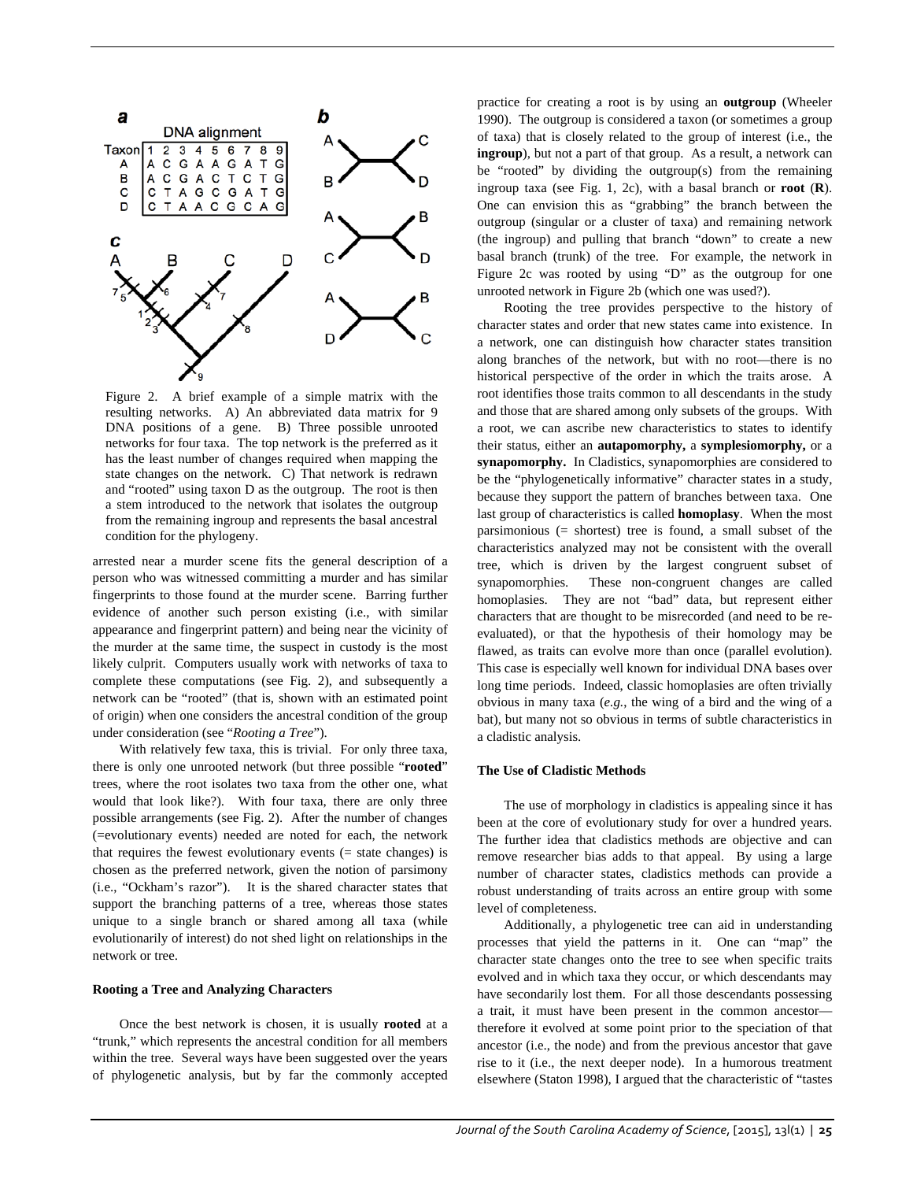Figure 2. A brief example of a simple matrix with the resulting networks. A) An abbreviated data matrix for 9 DNA positions of a gene. B) Three possible unrooted networks for four taxa. The top network is the preferred as it has the least number of changes required when mapping the state changes on the network. C) That network is redrawn and "rooted" using taxon D as the outgroup. The root is then a stem introduced to the network that isolates the outgroup from the remaining ingroup and represents the basal ancestral condition for the phylogeny.

arrested near a murder scene fits the general description of a person who was witnessed committing a murder and has similar fingerprints to those found at the murder scene. Barring further evidence of another such person existing (i.e., with similar appearance and fingerprint pattern) and being near the vicinity of the murder at the same time, the suspect in custody is the most likely culprit. Computers usually work with networks of taxa to complete these computations (see Fig. 2), and subsequently a network can be "rooted" (that is, shown with an estimated point of origin) when one considers the ancestral condition of the group under consideration (see "*Rooting a Tree*").

With relatively few taxa, this is trivial. For only three taxa, there is only one unrooted network (but three possible "**rooted**" trees, where the root isolates two taxa from the other one, what would that look like?). With four taxa, there are only three possible arrangements (see Fig. 2). After the number of changes (=evolutionary events) needed are noted for each, the network that requires the fewest evolutionary events (= state changes) is chosen as the preferred network, given the notion of parsimony (i.e., "Ockham's razor"). It is the shared character states that support the branching patterns of a tree, whereas those states unique to a single branch or shared among all taxa (while evolutionarily of interest) do not shed light on relationships in the network or tree.

#### Rooting a Tree and Analyzing Characters

Once the best network is chosen, it is usually **rooted** at a "trunk," which represents the ancestral condition for all members within the tree. Several ways have been suggested over the years of phylogenetic analysis, but by far the commonly accepted practice for creating a root is by using an **outgroup** (Wheeler 1990). The outgroup is considered a taxon (or sometimes a group of taxa) that is closely related to the group of interest (i.e., the **ingroup**), but not a part of that group. As a result, a network can be "rooted" by dividing the outgroup(s) from the remaining ingroup taxa (see Fig. 1, 2c), with a basal branch or **root** (**R**). One can envision this as "grabbing" the branch between the outgroup (singular or a cluster of taxa) and remaining network (the ingroup) and pulling that branch "down" to create a new basal branch (trunk) of the tree. For example, the network in Figure 2c was rooted by using "D" as the outgroup for one unrooted network in Figure 2b (which one was used?).

Rooting the tree provides perspective to the history of character states and order that new states came into existence. In a network, one can distinguish how character states transition along branches of the network, but with no root—there is no historical perspective of the order in which the traits arose. A root identifies those traits common to all descendants in the study and those that are shared among only subsets of the groups. With a root, we can ascribe new characteristics to states to identify their status, either an **autapomorphy,** a **symplesiomorphy,** or a **synapomorphy.** In Cladistics, synapomorphies are considered to be the "phylogenetically informative" character states in a study, because they support the pattern of branches between taxa. One last group of characteristics is called **homoplasy**. When the most parsimonious (= shortest) tree is found, a small subset of the characteristics analyzed may not be consistent with the overall tree, which is driven by the largest congruent subset of synapomorphies. These non-congruent changes are called homoplasies. They are not "bad" data, but represent either characters that are thought to be misrecorded (and need to be re-evaluated), or that the hypothesis of their homology may be flawed, as traits can evolve more than once (parallel evolution). This case is especially well known for individual DNA bases over long time periods. Indeed, classic homoplasies are often trivially obvious in many taxa (*e.g.*, the wing of a bird and the wing of a bat), but many not so obvious in terms of subtle characteristics in a cladistic analysis.

#### The Use of Cladistic Methods

The use of morphology in cladistics is appealing since it has been at the core of evolutionary study for over a hundred years. The further idea that cladistics methods are objective and can remove researcher bias adds to that appeal. By using a large number of character states, cladistics methods can provide a robust understanding of traits across an entire group with some level of completeness.

Additionally, a phylogenetic tree can aid in understanding processes that yield the patterns in it. One can "map" the character state changes onto the tree to see when specific traits evolved and in which taxa they occur, or which descendants may have secondarily lost them. For all those descendants possessing a trait, it must have been present in the common ancestor—therefore it evolved at some point prior to the speciation of that ancestor (i.e., the node) and from the previous ancestor that gave rise to it (i.e., the next deeper node). In a humorous treatment elsewhere (Staton 1998), I argued that the characteristic of "tastes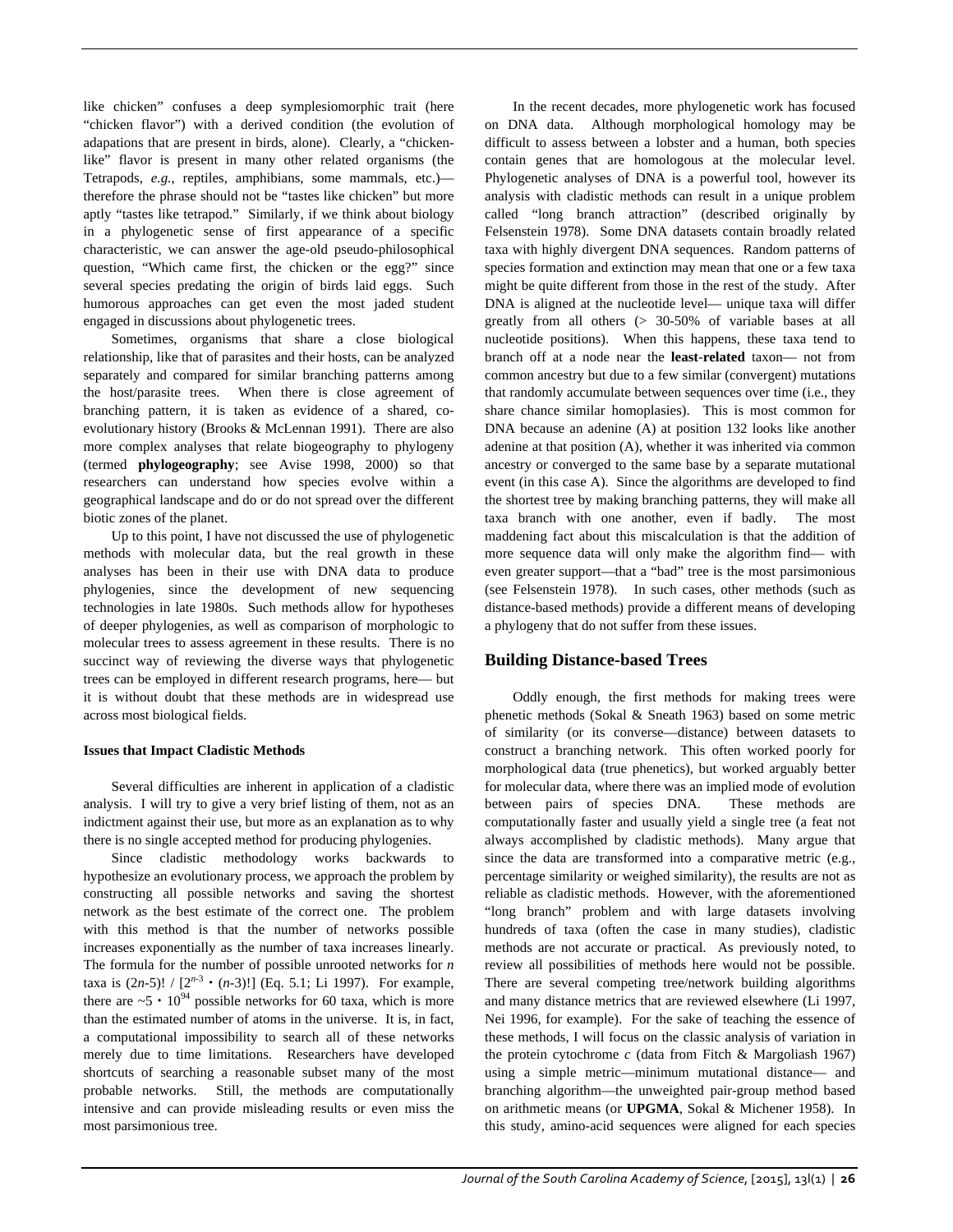like chicken" confuses a deep symplesiomorphic trait (here "chicken flavor") with a derived condition (the evolution of adapations that are present in birds, alone). Clearly, a "chicken-like" flavor is present in many other related organisms (the Tetrapods, *e.g.,* reptiles, amphibians, some mammals, etc.)— therefore the phrase should not be "tastes like chicken" but more aptly "tastes like tetrapod." Similarly, if we think about biology in a phylogenetic sense of first appearance of a specific characteristic, we can answer the age-old pseudo-philosophical question, "Which came first, the chicken or the egg?" since several species predating the origin of birds laid eggs. Such humorous approaches can get even the most jaded student engaged in discussions about phylogenetic trees.

Sometimes, organisms that share a close biological relationship, like that of parasites and their hosts, can be analyzed separately and compared for similar branching patterns among the host/parasite trees. When there is close agreement of branching pattern, it is taken as evidence of a shared, co-evolutionary history (Brooks & McLennan 1991). There are also more complex analyses that relate biogeography to phylogeny (termed **phylogeography**; see Avise 1998, 2000) so that researchers can understand how species evolve within a geographical landscape and do or do not spread over the different biotic zones of the planet.

Up to this point, I have not discussed the use of phylogenetic methods with molecular data, but the real growth in these analyses has been in their use with DNA data to produce phylogenies, since the development of new sequencing technologies in late 1980s. Such methods allow for hypotheses of deeper phylogenies, as well as comparison of morphologic to molecular trees to assess agreement in these results. There is no succinct way of reviewing the diverse ways that phylogenetic trees can be employed in different research programs, here— but it is without doubt that these methods are in widespread use across most biological fields.

**Issues that Impact Cladistic Methods**

Several difficulties are inherent in application of a cladistic analysis. I will try to give a very brief listing of them, not as an indictment against their use, but more as an explanation as to why there is no single accepted method for producing phylogenies.

Since cladistic methodology works backwards to hypothesize an evolutionary process, we approach the problem by constructing all possible networks and saving the shortest network as the best estimate of the correct one. The problem with this method is that the number of networks possible increases exponentially as the number of taxa increases linearly. The formula for the number of possible unrooted networks for $n$ taxa is $(2n\text{-}5)! \,/\, [2^{n-3} \cdot (n\text{-}3)!]$ (Eq. 5.1; Li 1997). For example, there are $\sim 5 \cdot 10^{94}$ possible networks for 60 taxa, which is more than the estimated number of atoms in the universe. It is, in fact, a computational impossibility to search all of these networks merely due to time limitations. Researchers have developed shortcuts of searching a reasonable subset many of the most probable networks. Still, the methods are computationally intensive and can provide misleading results or even miss the most parsimonious tree.

In the recent decades, more phylogenetic work has focused on DNA data. Although morphological homology may be difficult to assess between a lobster and a human, both species contain genes that are homologous at the molecular level. Phylogenetic analyses of DNA is a powerful tool, however its analysis with cladistic methods can result in a unique problem called "long branch attraction" (described originally by Felsenstein 1978). Some DNA datasets contain broadly related taxa with highly divergent DNA sequences. Random patterns of species formation and extinction may mean that one or a few taxa might be quite different from those in the rest of the study. After DNA is aligned at the nucleotide level— unique taxa will differ greatly from all others (> 30-50% of variable bases at all nucleotide positions). When this happens, these taxa tend to branch off at a node near the **least-related** taxon— not from common ancestry but due to a few similar (convergent) mutations that randomly accumulate between sequences over time (i.e., they share chance similar homoplasies). This is most common for DNA because an adenine (A) at position 132 looks like another adenine at that position (A), whether it was inherited via common ancestry or converged to the same base by a separate mutational event (in this case A). Since the algorithms are developed to find the shortest tree by making branching patterns, they will make all taxa branch with one another, even if badly. The most maddening fact about this miscalculation is that the addition of more sequence data will only make the algorithm find— with even greater support—that a "bad" tree is the most parsimonious (see Felsenstein 1978). In such cases, other methods (such as distance-based methods) provide a different means of developing a phylogeny that do not suffer from these issues.

## Building Distance-based Trees

Oddly enough, the first methods for making trees were phenetic methods (Sokal & Sneath 1963) based on some metric of similarity (or its converse—distance) between datasets to construct a branching network. This often worked poorly for morphological data (true phenetics), but worked arguably better for molecular data, where there was an implied mode of evolution between pairs of species DNA. These methods are computationally faster and usually yield a single tree (a feat not always accomplished by cladistic methods). Many argue that since the data are transformed into a comparative metric (e.g., percentage similarity or weighed similarity), the results are not as reliable as cladistic methods. However, with the aforementioned "long branch" problem and with large datasets involving hundreds of taxa (often the case in many studies), cladistic methods are not accurate or practical. As previously noted, to review all possibilities of methods here would not be possible. There are several competing tree/network building algorithms and many distance metrics that are reviewed elsewhere (Li 1997, Nei 1996, for example). For the sake of teaching the essence of these methods, I will focus on the classic analysis of variation in the protein cytochrome *c* (data from Fitch & Margoliash 1967) using a simple metric—minimum mutational distance— and branching algorithm—the unweighted pair-group method based on arithmetic means (or **UPGMA**, Sokal & Michener 1958). In this study, amino-acid sequences were aligned for each species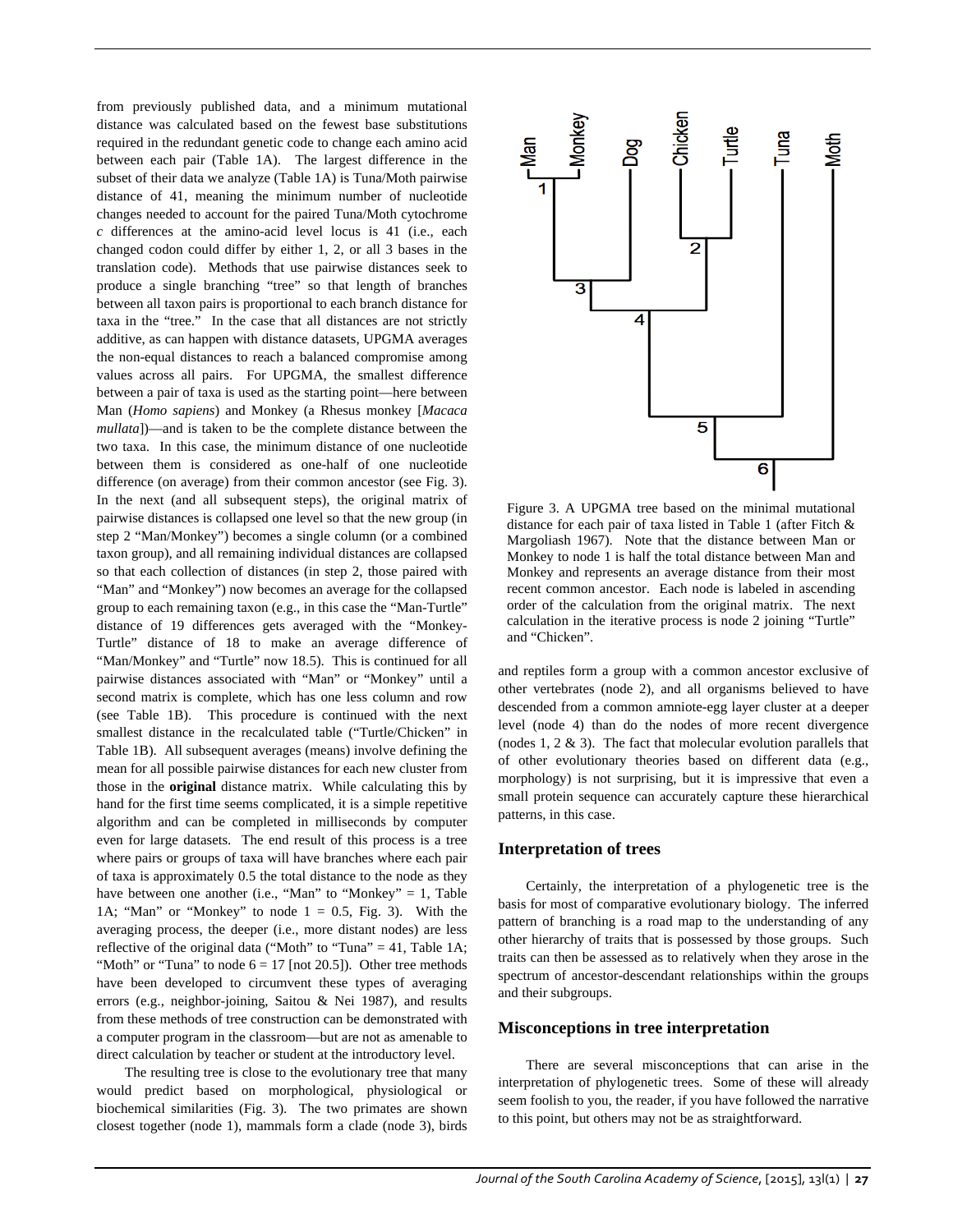from previously published data, and a minimum mutational distance was calculated based on the fewest base substitutions required in the redundant genetic code to change each amino acid between each pair (Table 1A). The largest difference in the subset of their data we analyze (Table 1A) is Tuna/Moth pairwise distance of 41, meaning the minimum number of nucleotide changes needed to account for the paired Tuna/Moth cytochrome *c* differences at the amino-acid level locus is 41 (i.e., each changed codon could differ by either 1, 2, or all 3 bases in the translation code). Methods that use pairwise distances seek to produce a single branching "tree" so that length of branches between all taxon pairs is proportional to each branch distance for taxa in the "tree." In the case that all distances are not strictly additive, as can happen with distance datasets, UPGMA averages the non-equal distances to reach a balanced compromise among values across all pairs. For UPGMA, the smallest difference between a pair of taxa is used as the starting point—here between Man (*Homo sapiens*) and Monkey (a Rhesus monkey [*Macaca mullata*])—and is taken to be the complete distance between the two taxa. In this case, the minimum distance of one nucleotide between them is considered as one-half of one nucleotide difference (on average) from their common ancestor (see Fig. 3). In the next (and all subsequent steps), the original matrix of pairwise distances is collapsed one level so that the new group (in step 2 "Man/Monkey") becomes a single column (or a combined taxon group), and all remaining individual distances are collapsed so that each collection of distances (in step 2, those paired with "Man" and "Monkey") now becomes an average for the collapsed group to each remaining taxon (e.g., in this case the "Man-Turtle" distance of 19 differences gets averaged with the "Monkey-Turtle" distance of 18 to make an average difference of "Man/Monkey" and "Turtle" now 18.5). This is continued for all pairwise distances associated with "Man" or "Monkey" until a second matrix is complete, which has one less column and row (see Table 1B). This procedure is continued with the next smallest distance in the recalculated table ("Turtle/Chicken" in Table 1B). All subsequent averages (means) involve defining the mean for all possible pairwise distances for each new cluster from those in the **original** distance matrix. While calculating this by hand for the first time seems complicated, it is a simple repetitive algorithm and can be completed in milliseconds by computer even for large datasets. The end result of this process is a tree where pairs or groups of taxa will have branches where each pair of taxa is approximately 0.5 the total distance to the node as they have between one another (i.e., "Man" to "Monkey" = 1, Table 1A; "Man" or "Monkey" to node 1 = 0.5, Fig. 3). With the averaging process, the deeper (i.e., more distant nodes) are less reflective of the original data ("Moth" to "Tuna" = 41, Table 1A; "Moth" or "Tuna" to node 6 = 17 [not 20.5]). Other tree methods have been developed to circumvent these types of averaging errors (e.g., neighbor-joining, Saitou & Nei 1987), and results from these methods of tree construction can be demonstrated with a computer program in the classroom—but are not as amenable to direct calculation by teacher or student at the introductory level.

The resulting tree is close to the evolutionary tree that many would predict based on morphological, physiological or biochemical similarities (Fig. 3). The two primates are shown closest together (node 1), mammals form a clade (node 3), birds and reptiles form a group with a common ancestor exclusive of other vertebrates (node 2), and all organisms believed to have descended from a common amniote-egg layer cluster at a deeper level (node 4) than do the nodes of more recent divergence (nodes 1, 2 & 3). The fact that molecular evolution parallels that of other evolutionary theories based on different data (e.g., morphology) is not surprising, but it is impressive that even a small protein sequence can accurately capture these hierarchical patterns, in this case.

Figure 3. A UPGMA tree based on the minimal mutational distance for each pair of taxa listed in Table 1 (after Fitch & Margoliash 1967). Note that the distance between Man or Monkey to node 1 is half the total distance between Man and Monkey and represents an average distance from their most recent common ancestor. Each node is labeled in ascending order of the calculation from the original matrix. The next calculation in the iterative process is node 2 joining "Turtle" and "Chicken".

## Interpretation of trees

Certainly, the interpretation of a phylogenetic tree is the basis for most of comparative evolutionary biology. The inferred pattern of branching is a road map to the understanding of any other hierarchy of traits that is possessed by those groups. Such traits can then be assessed as to relatively when they arose in the spectrum of ancestor-descendant relationships within the groups and their subgroups.

## Misconceptions in tree interpretation

There are several misconceptions that can arise in the interpretation of phylogenetic trees. Some of these will already seem foolish to you, the reader, if you have followed the narrative to this point, but others may not be as straightforward.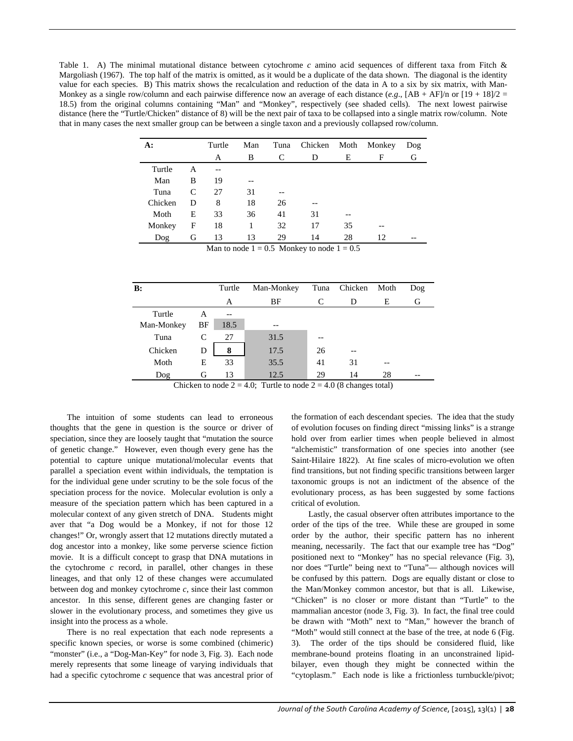Table 1. A) The minimal mutational distance between cytochrome *c* amino acid sequences of different taxa from Fitch & Margoliash (1967). The top half of the matrix is omitted, as it would be a duplicate of the data shown. The diagonal is the identity value for each species. B) This matrix shows the recalculation and reduction of the data in A to a six by six matrix, with Man-Monkey as a single row/column and each pairwise difference now an average of each distance (*e.g.*, [AB + AF]/n or [19 + 18]/2 = 18.5) from the original columns containing "Man" and "Monkey", respectively (see shaded cells). The next lowest pairwise distance (here the "Turtle/Chicken" distance of 8) will be the next pair of taxa to be collapsed into a single matrix row/column. Note that in many cases the next smaller group can be between a single taxon and a previously collapsed row/column.

| **A:** | | Turtle | Man | Tuna | Chicken | Moth | Monkey | Dog |
|---|---|---|---|---|---|---|---|---|
| | | A | B | C | D | E | F | G |
| Turtle | A | -- | | | | | | |
| Man | B | 19 | -- | | | | | |
| Tuna | C | 27 | 31 | -- | | | | |
| Chicken | D | 8 | 18 | 26 | -- | | | |
| Moth | E | 33 | 36 | 41 | 31 | -- | | |
| Monkey | F | 18 | 1 | 32 | 17 | 35 | -- | |
| Dog | G | 13 | 13 | 29 | 14 | 28 | 12 | -- |

Man to node 1 = 0.5 Monkey to node 1 = 0.5

| **B:** | | Turtle | Man-Monkey | Tuna | Chicken | Moth | Dog |
|---|---|---|---|---|---|---|---|
| | | A | BF | C | D | E | G |
| Turtle | A | -- | | | | | |
| Man-Monkey | BF | 18.5 | -- | | | | |
| Tuna | C | 27 | 31.5 | -- | | | |
| Chicken | D | **8** | 17.5 | 26 | -- | | |
| Moth | E | 33 | 35.5 | 41 | 31 | -- | |
| Dog | G | 13 | 12.5 | 29 | 14 | 28 | -- |

Chicken to node 2 = 4.0; Turtle to node 2 = 4.0 (8 changes total)

The intuition of some students can lead to erroneous thoughts that the gene in question is the source or driver of speciation, since they are loosely taught that "mutation the source of genetic change." However, even though every gene has the potential to capture unique mutational/molecular events that parallel a speciation event within individuals, the temptation is for the individual gene under scrutiny to be the sole focus of the speciation process for the novice. Molecular evolution is only a measure of the speciation pattern which has been captured in a molecular context of any given stretch of DNA. Students might aver that "a Dog would be a Monkey, if not for those 12 changes!" Or, wrongly assert that 12 mutations directly mutated a dog ancestor into a monkey, like some perverse science fiction movie. It is a difficult concept to grasp that DNA mutations in the cytochrome *c* record, in parallel, other changes in these lineages, and that only 12 of these changes were accumulated between dog and monkey cytochrome *c*, since their last common ancestor. In this sense, different genes are changing faster or slower in the evolutionary process, and sometimes they give us insight into the process as a whole.

There is no real expectation that each node represents a specific known species, or worse is some combined (chimeric) "monster" (i.e., a "Dog-Man-Key" for node 3, Fig. 3). Each node merely represents that some lineage of varying individuals that had a specific cytochrome *c* sequence that was ancestral prior of the formation of each descendant species. The idea that the study of evolution focuses on finding direct "missing links" is a strange hold over from earlier times when people believed in almost "alchemistic" transformation of one species into another (see Saint-Hilaire 1822). At fine scales of micro-evolution we often find transitions, but not finding specific transitions between larger taxonomic groups is not an indictment of the absence of the evolutionary process, as has been suggested by some factions critical of evolution.

Lastly, the casual observer often attributes importance to the order of the tips of the tree. While these are grouped in some order by the author, their specific pattern has no inherent meaning, necessarily. The fact that our example tree has "Dog" positioned next to "Monkey" has no special relevance (Fig. 3), nor does "Turtle" being next to "Tuna"— although novices will be confused by this pattern. Dogs are equally distant or close to the Man/Monkey common ancestor, but that is all. Likewise, "Chicken" is no closer or more distant than "Turtle" to the mammalian ancestor (node 3, Fig. 3). In fact, the final tree could be drawn with "Moth" next to "Man," however the branch of "Moth" would still connect at the base of the tree, at node 6 (Fig. 3). The order of the tips should be considered fluid, like membrane-bound proteins floating in an unconstrained lipid-bilayer, even though they might be connected within the "cytoplasm." Each node is like a frictionless turnbuckle/pivot;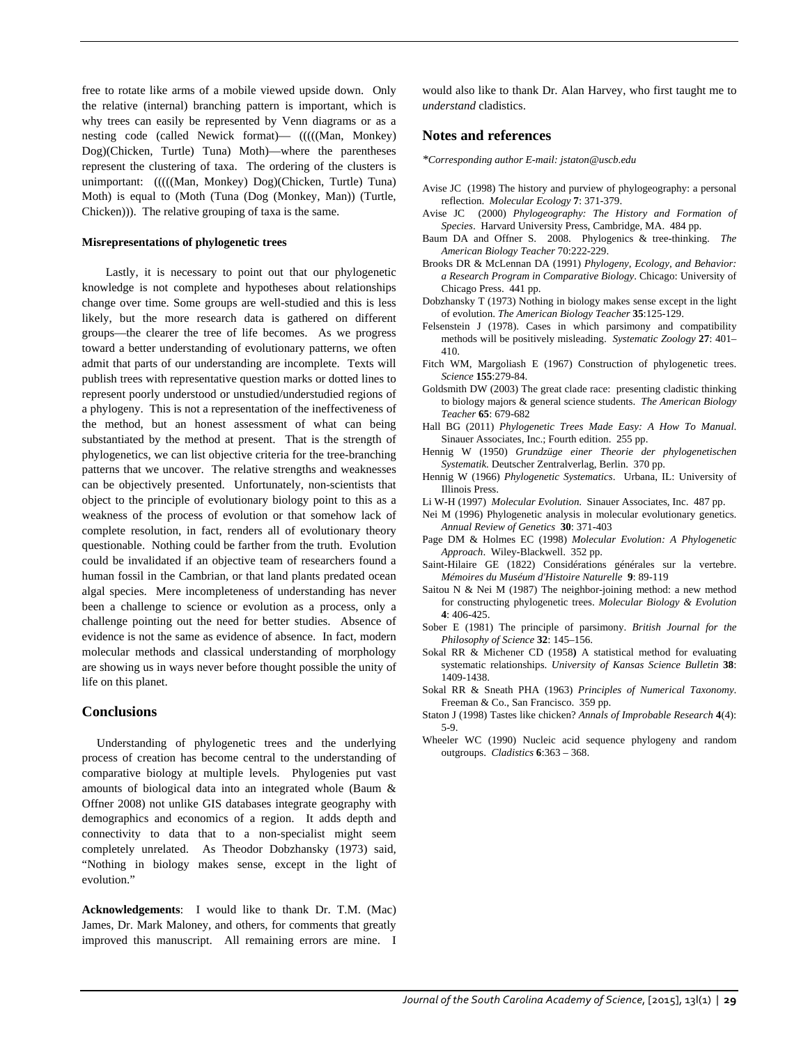free to rotate like arms of a mobile viewed upside down. Only the relative (internal) branching pattern is important, which is why trees can easily be represented by Venn diagrams or as a nesting code (called Newick format)— (((((Man, Monkey) Dog)(Chicken, Turtle) Tuna) Moth)—where the parentheses represent the clustering of taxa. The ordering of the clusters is unimportant: (((((Man, Monkey) Dog)(Chicken, Turtle) Tuna) Moth) is equal to (Moth (Tuna (Dog (Monkey, Man)) (Turtle, Chicken))). The relative grouping of taxa is the same.

**Misrepresentations of phylogenetic trees**

Lastly, it is necessary to point out that our phylogenetic knowledge is not complete and hypotheses about relationships change over time. Some groups are well-studied and this is less likely, but the more research data is gathered on different groups—the clearer the tree of life becomes. As we progress toward a better understanding of evolutionary patterns, we often admit that parts of our understanding are incomplete. Texts will publish trees with representative question marks or dotted lines to represent poorly understood or unstudied/understudied regions of a phylogeny. This is not a representation of the ineffectiveness of the method, but an honest assessment of what can being substantiated by the method at present. That is the strength of phylogenetics, we can list objective criteria for the tree-branching patterns that we uncover. The relative strengths and weaknesses can be objectively presented. Unfortunately, non-scientists that object to the principle of evolutionary biology point to this as a weakness of the process of evolution or that somehow lack of complete resolution, in fact, renders all of evolutionary theory questionable. Nothing could be farther from the truth. Evolution could be invalidated if an objective team of researchers found a human fossil in the Cambrian, or that land plants predated ocean algal species. Mere incompleteness of understanding has never been a challenge to science or evolution as a process, only a challenge pointing out the need for better studies. Absence of evidence is not the same as evidence of absence. In fact, modern molecular methods and classical understanding of morphology are showing us in ways never before thought possible the unity of life on this planet.

## Conclusions

Understanding of phylogenetic trees and the underlying process of creation has become central to the understanding of comparative biology at multiple levels. Phylogenies put vast amounts of biological data into an integrated whole (Baum & Offner 2008) not unlike GIS databases integrate geography with demographics and economics of a region. It adds depth and connectivity to data that to a non-specialist might seem completely unrelated. As Theodor Dobzhansky (1973) said, "Nothing in biology makes sense, except in the light of evolution."

**Acknowledgements**: I would like to thank Dr. T.M. (Mac) James, Dr. Mark Maloney, and others, for comments that greatly improved this manuscript. All remaining errors are mine. I would also like to thank Dr. Alan Harvey, who first taught me to *understand* cladistics.

## Notes and references

*\*Corresponding author E-mail: jstaton@uscb.edu*

Avise JC (1998) The history and purview of phylogeography: a personal reflection. *Molecular Ecology* **7**: 371-379.

Avise JC (2000) *Phylogeography: The History and Formation of Species*. Harvard University Press, Cambridge, MA. 484 pp.

Baum DA and Offner S. 2008. Phylogenics & tree-thinking. *The American Biology Teacher* 70:222-229.

Brooks DR & McLennan DA (1991) *Phylogeny, Ecology, and Behavior: a Research Program in Comparative Biology*. Chicago: University of Chicago Press. 441 pp.

Dobzhansky T (1973) Nothing in biology makes sense except in the light of evolution. *The American Biology Teacher* **35**:125-129.

Felsenstein J (1978). Cases in which parsimony and compatibility methods will be positively misleading. *Systematic Zoology* **27**: 401–410.

Fitch WM, Margoliash E (1967) Construction of phylogenetic trees. *Science* **155**:279-84.

Goldsmith DW (2003) The great clade race: presenting cladistic thinking to biology majors & general science students. *The American Biology Teacher* **65**: 679-682

Hall BG (2011) *Phylogenetic Trees Made Easy: A How To Manual.* Sinauer Associates, Inc.; Fourth edition. 255 pp.

Hennig W (1950) *Grundzüge einer Theorie der phylogenetischen Systematik.* Deutscher Zentralverlag, Berlin. 370 pp.

Hennig W (1966) *Phylogenetic Systematics*. Urbana, IL: University of Illinois Press.

Li W-H (1997) *Molecular Evolution.* Sinauer Associates, Inc. 487 pp.

Nei M (1996) Phylogenetic analysis in molecular evolutionary genetics. *Annual Review of Genetics* **30**: 371-403

Page DM & Holmes EC (1998) *Molecular Evolution: A Phylogenetic Approach*. Wiley-Blackwell. 352 pp.

Saint-Hilaire GE (1822) Considérations générales sur la vertebre. *Mémoires du Muséum d'Histoire Naturelle* **9**: 89-119

Saitou N & Nei M (1987) The neighbor-joining method: a new method for constructing phylogenetic trees. *Molecular Biology & Evolution* **4**: 406-425.

Sober E (1981) The principle of parsimony. *British Journal for the Philosophy of Science* **32**: 145–156.

Sokal RR & Michener CD (1958) A statistical method for evaluating systematic relationships. *University of Kansas Science Bulletin* **38**: 1409-1438.

Sokal RR & Sneath PHA (1963) *Principles of Numerical Taxonomy*. Freeman & Co., San Francisco. 359 pp.

Staton J (1998) Tastes like chicken? *Annals of Improbable Research* **4**(4): 5-9.

Wheeler WC (1990) Nucleic acid sequence phylogeny and random outgroups. *Cladistics* **6**:363 – 368.